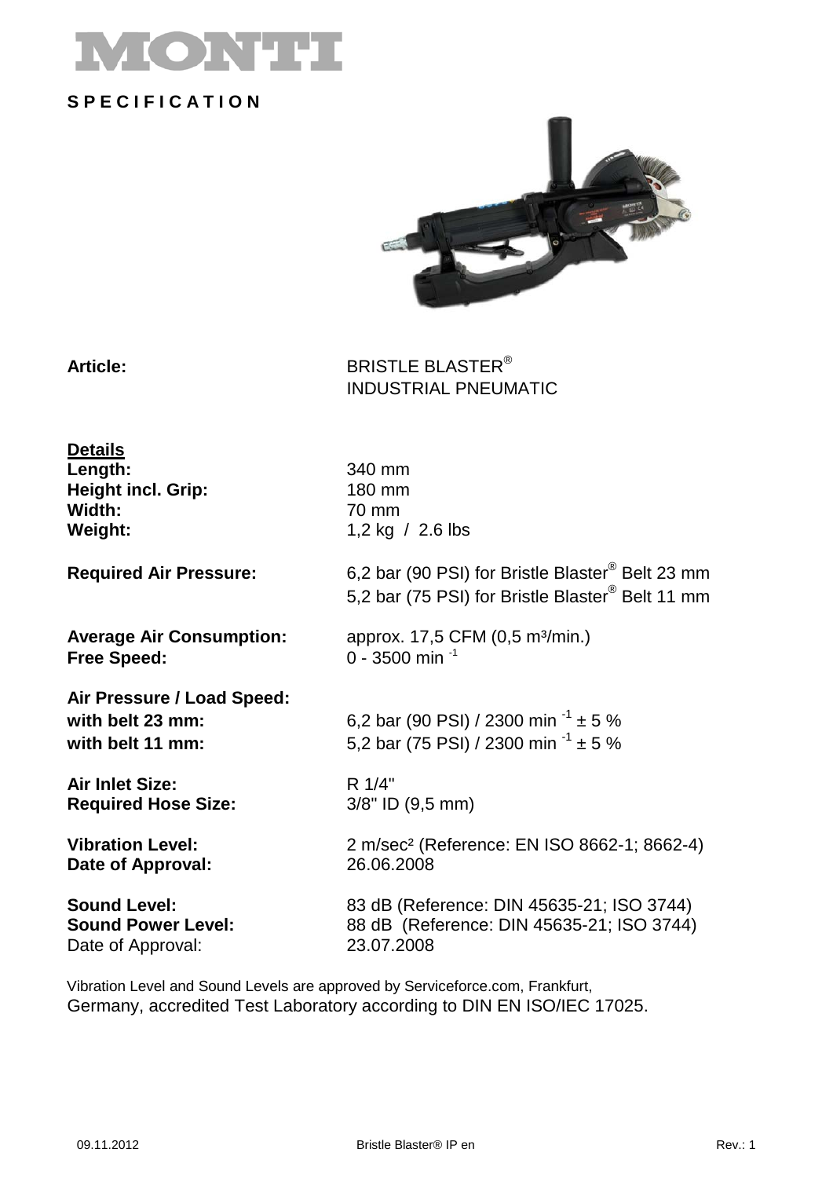# MONTI

## SPECIFICATION

**Article:** BRISTLE BLASTER® INDUSTRIAL PNEUMATIC

**Details**

| | |
|---|---|
| **Length:** | 340 mm |
| **Height incl. Grip:** | 180 mm |
| **Width:** | 70 mm |
| **Weight:** | 1,2 kg / 2.6 lbs |
| **Required Air Pressure:** | 6,2 bar (90 PSI) for Bristle Blaster® Belt 23 mm<br>5,2 bar (75 PSI) for Bristle Blaster® Belt 11 mm |
| **Average Air Consumption:** | approx. 17,5 CFM (0,5 m³/min.) |
| **Free Speed:** | 0 - 3500 min $^{-1}$ |
| **Air Pressure / Load Speed:** | |
| **with belt 23 mm:** | 6,2 bar (90 PSI) / 2300 min $^{-1}$ ± 5 % |
| **with belt 11 mm:** | 5,2 bar (75 PSI) / 2300 min $^{-1}$ ± 5 % |
| **Air Inlet Size:** | R 1/4" |
| **Required Hose Size:** | 3/8" ID (9,5 mm) |
| **Vibration Level:** | 2 m/sec² (Reference: EN ISO 8662-1; 8662-4) |
| **Date of Approval:** | 26.06.2008 |
| **Sound Level:** | 83 dB (Reference: DIN 45635-21; ISO 3744) |
| **Sound Power Level:** | 88 dB (Reference: DIN 45635-21; ISO 3744) |
| Date of Approval: | 23.07.2008 |

Vibration Level and Sound Levels are approved by Serviceforce.com, Frankfurt, Germany, accredited Test Laboratory according to DIN EN ISO/IEC 17025.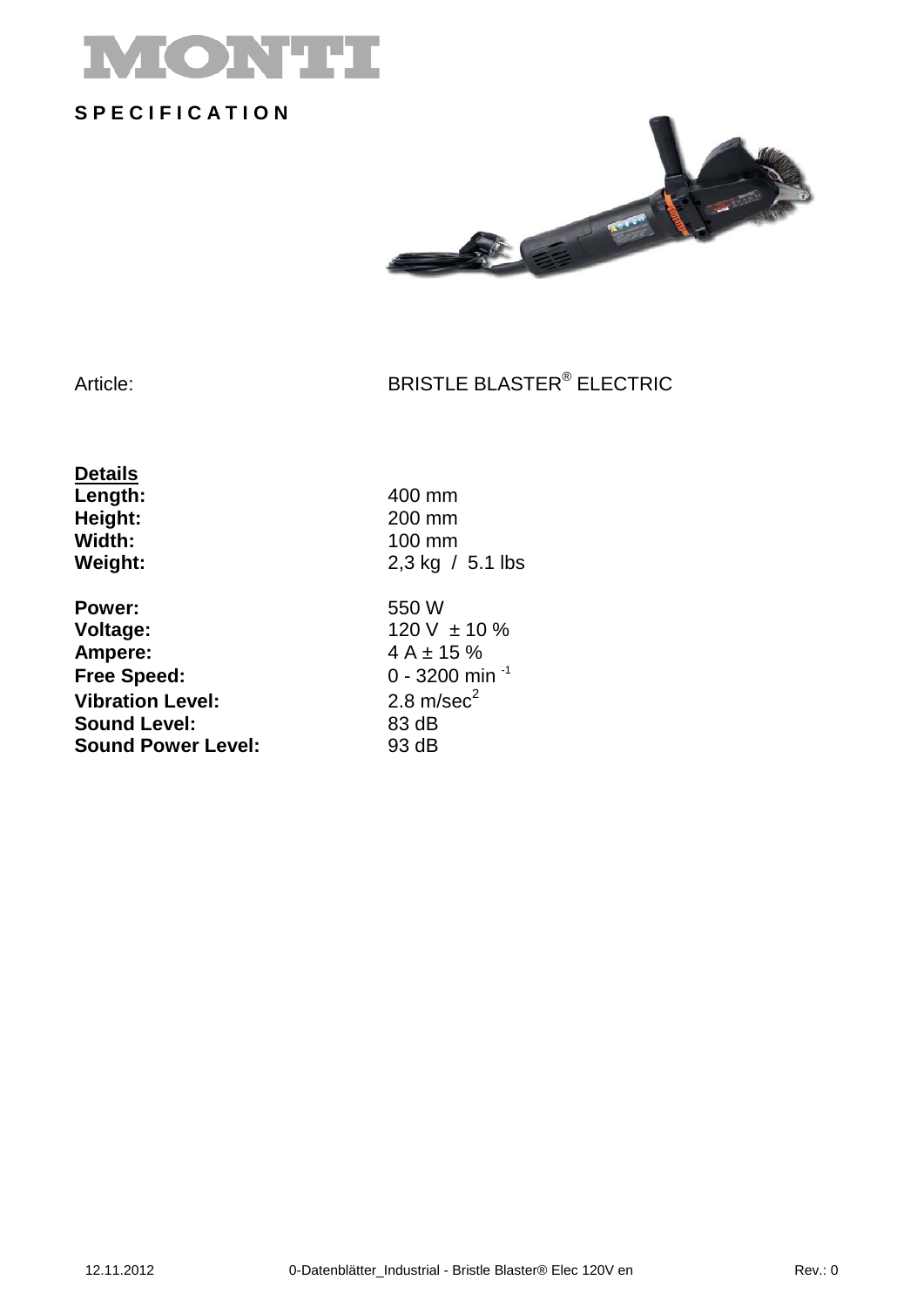# MONTI

**S P E C I F I C A T I O N**

Article: BRISTLE BLASTER® ELECTRIC

**Details**

| | |
|---|---|
| **Length:** | 400 mm |
| **Height:** | 200 mm |
| **Width:** | 100 mm |
| **Weight:** | 2,3 kg / 5.1 lbs |
| **Power:** | 550 W |
| **Voltage:** | 120 V ± 10 % |
| **Ampere:** | 4 A ± 15 % |
| **Free Speed:** | 0 - 3200 $min^{-1}$ |
| **Vibration Level:** | 2.8 $m/sec^2$ |
| **Sound Level:** | 83 dB |
| **Sound Power Level:** | 93 dB |

12.11.2012 0-Datenblätter_Industrial - Bristle Blaster® Elec 120V en Rev.: 0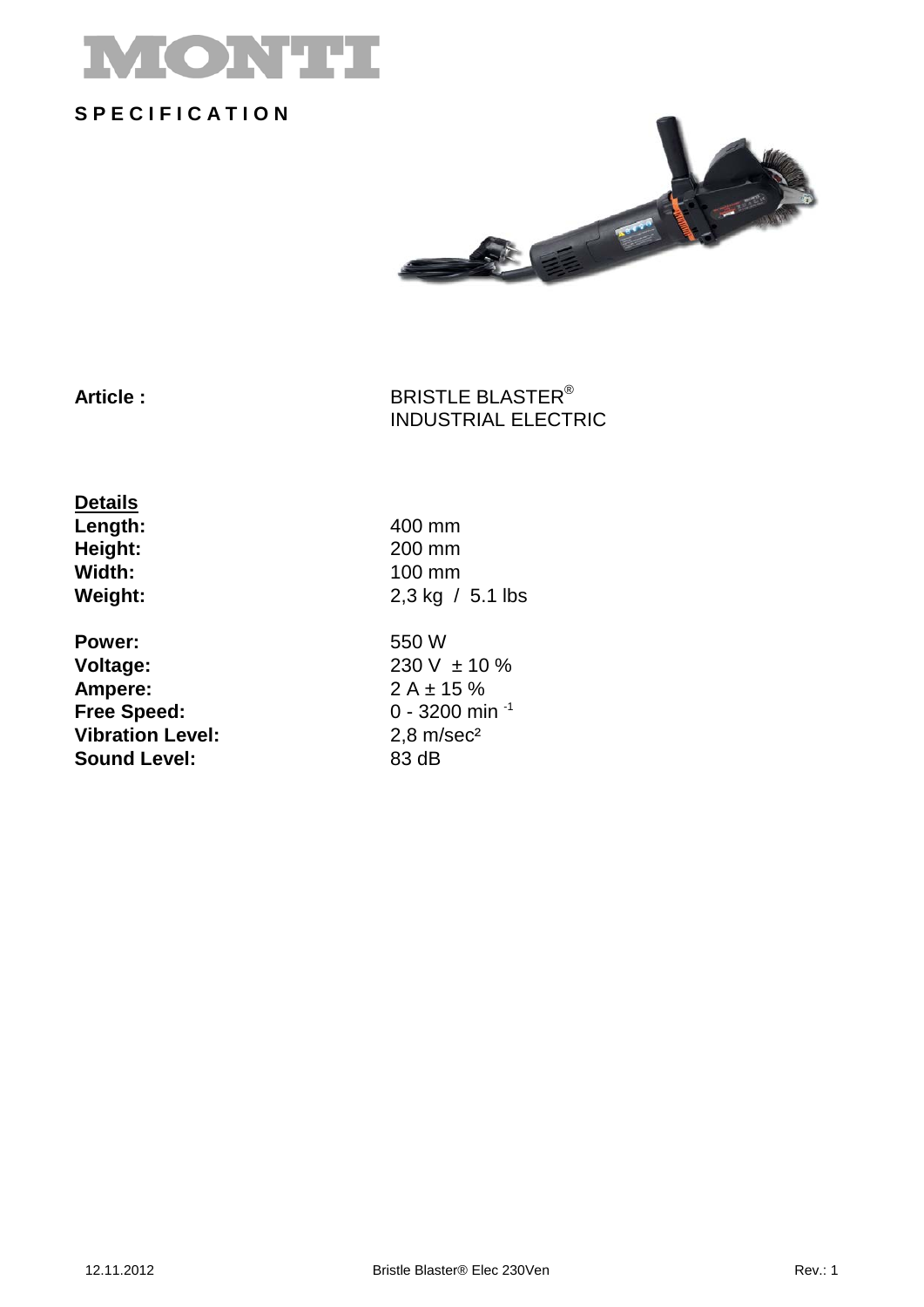# MONTI

**S P E C I F I C A T I O N**

**Article :** BRISTLE BLASTER® INDUSTRIAL ELECTRIC

**Details**

| | |
|---|---|
| **Length:** | 400 mm |
| **Height:** | 200 mm |
| **Width:** | 100 mm |
| **Weight:** | 2,3 kg / 5.1 lbs |
| **Power:** | 550 W |
| **Voltage:** | 230 V ± 10 % |
| **Ampere:** | 2 A ± 15 % |
| **Free Speed:** | 0 - 3200 $min^{-1}$ |
| **Vibration Level:** | 2,8 $m/sec^2$ |
| **Sound Level:** | 83 dB |

12.11.2012 Bristle Blaster® Elec 230Ven Rev.: 1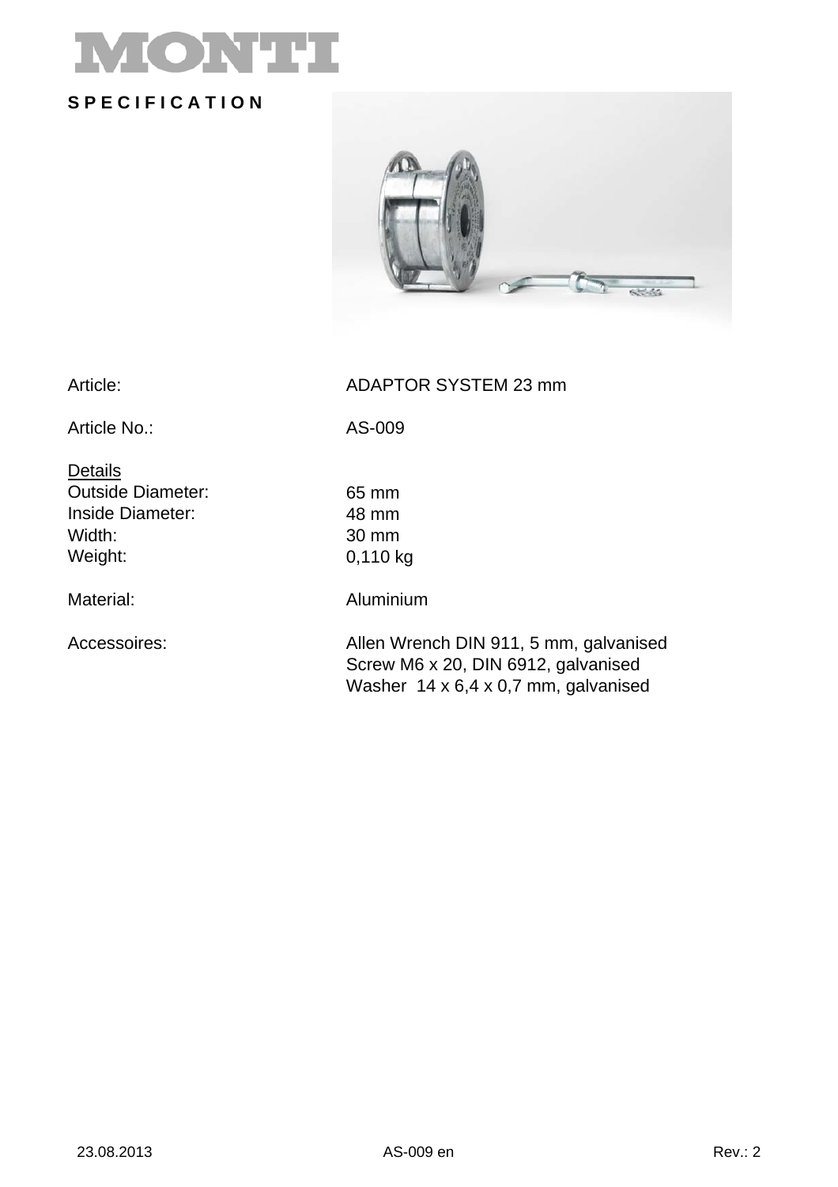# MONTI

**SPECIFICATION**

| | |
|---|---|
| Article: | ADAPTOR SYSTEM 23 mm |
| Article No.: | AS-009 |

<u>Details</u>

| | |
|---|---|
| Outside Diameter: | 65 mm |
| Inside Diameter: | 48 mm |
| Width: | 30 mm |
| Weight: | 0,110 kg |
| Material: | Aluminium |
| Accessoires: | Allen Wrench DIN 911, 5 mm, galvanised<br>Screw M6 x 20, DIN 6912, galvanised<br>Washer 14 x 6,4 x 0,7 mm, galvanised |

23.08.2013 AS-009 en Rev.: 2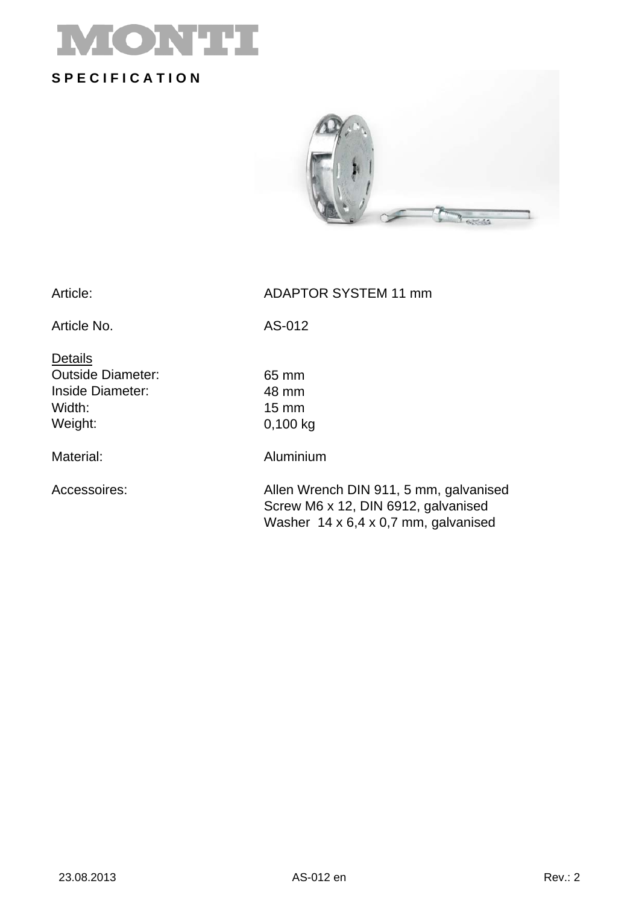# MONTI

**S P E C I F I C A T I O N**

| | |
|---|---|
| Article: | ADAPTOR SYSTEM 11 mm |
| Article No. | AS-012 |
| Details | |
| Outside Diameter: | 65 mm |
| Inside Diameter: | 48 mm |
| Width: | 15 mm |
| Weight: | 0,100 kg |
| Material: | Aluminium |
| Accessoires: | Allen Wrench DIN 911, 5 mm, galvanised<br>Screw M6 x 12, DIN 6912, galvanised<br>Washer 14 x 6,4 x 0,7 mm, galvanised |

23.08.2013 AS-012 en Rev.: 2